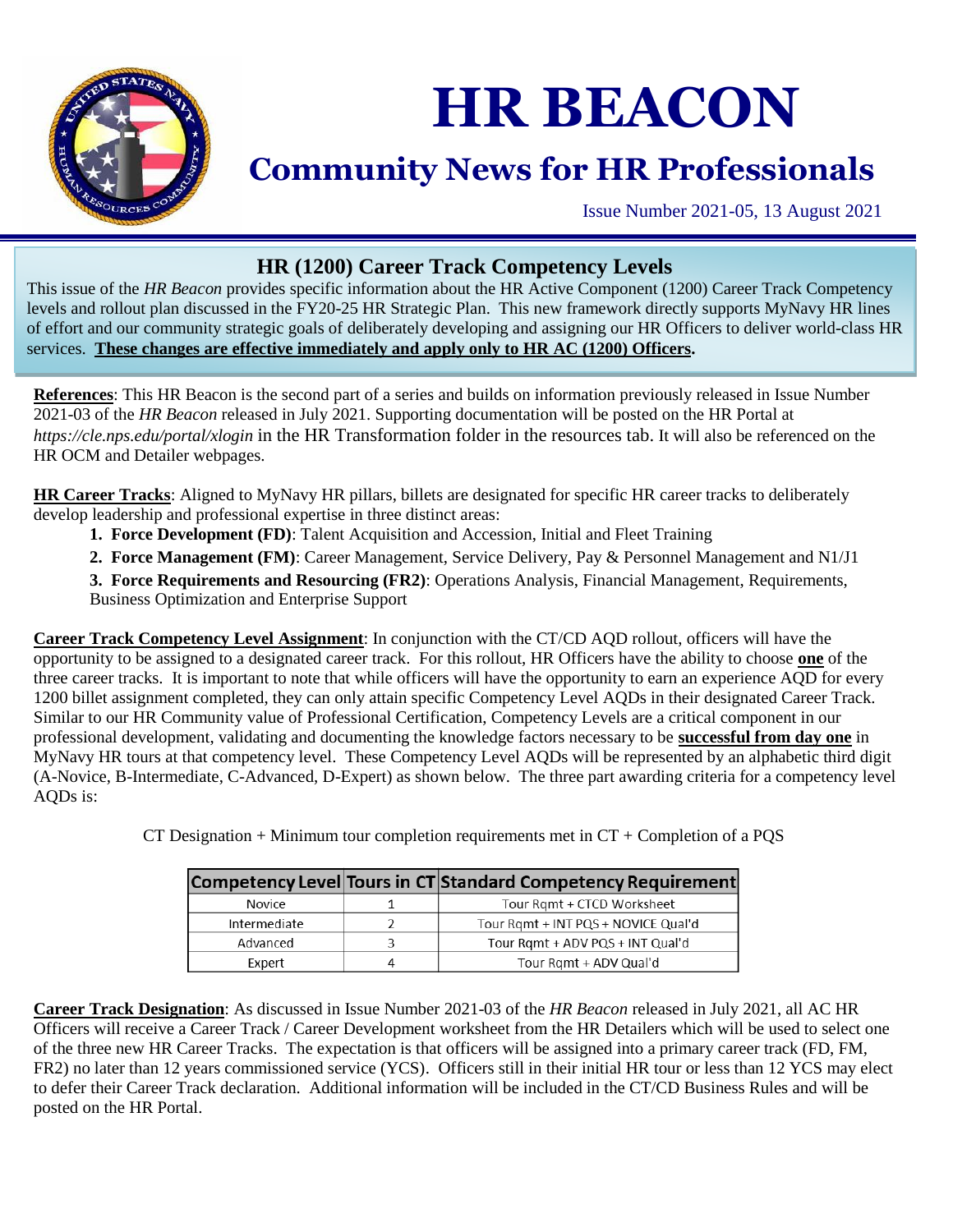# HR BEACON

## Community News for HR Professionals

Issue Number 2021-05, 13 August 2021

### HR (1200) Career Track Competency Levels

This issue of the *HR Beacon* provides specific information about the HR Active Component (1200) Career Track Competency levels and rollout plan discussed in the FY20-25 HR Strategic Plan. This new framework directly supports MyNavy HR lines of effort and our community strategic goals of deliberately developing and assigning our HR Officers to deliver world-class HR services. **These changes are effective immediately and apply only to HR AC (1200) Officers.**

**References**: This HR Beacon is the second part of a series and builds on information previously released in Issue Number 2021-03 of the *HR Beacon* released in July 2021. Supporting documentation will be posted on the HR Portal at *https://cle.nps.edu/portal/xlogin* in the HR Transformation folder in the resources tab. It will also be referenced on the HR OCM and Detailer webpages.

**HR Career Tracks**: Aligned to MyNavy HR pillars, billets are designated for specific HR career tracks to deliberately develop leadership and professional expertise in three distinct areas:

1. **Force Development (FD)**: Talent Acquisition and Accession, Initial and Fleet Training
2. **Force Management (FM)**: Career Management, Service Delivery, Pay & Personnel Management and N1/J1
3. **Force Requirements and Resourcing (FR2)**: Operations Analysis, Financial Management, Requirements, Business Optimization and Enterprise Support

**Career Track Competency Level Assignment**: In conjunction with the CT/CD AQD rollout, officers will have the opportunity to be assigned to a designated career track. For this rollout, HR Officers have the ability to choose **one** of the three career tracks. It is important to note that while officers will have the opportunity to earn an experience AQD for every 1200 billet assignment completed, they can only attain specific Competency Level AQDs in their designated Career Track. Similar to our HR Community value of Professional Certification, Competency Levels are a critical component in our professional development, validating and documenting the knowledge factors necessary to be **successful from day one** in MyNavy HR tours at that competency level. These Competency Level AQDs will be represented by an alphabetic third digit (A-Novice, B-Intermediate, C-Advanced, D-Expert) as shown below. The three part awarding criteria for a competency level AQDs is:

CT Designation + Minimum tour completion requirements met in CT + Completion of a PQS

| Competency Level | Tours in CT | Standard Competency Requirement |
|---|---|---|
| Novice | 1 | Tour Rqmt + CTCD Worksheet |
| Intermediate | 2 | Tour Rqmt + INT PQS + NOVICE Qual'd |
| Advanced | 3 | Tour Rqmt + ADV PQS + INT Qual'd |
| Expert | 4 | Tour Rqmt + ADV Qual'd |

**Career Track Designation**: As discussed in Issue Number 2021-03 of the *HR Beacon* released in July 2021, all AC HR Officers will receive a Career Track / Career Development worksheet from the HR Detailers which will be used to select one of the three new HR Career Tracks. The expectation is that officers will be assigned into a primary career track (FD, FM, FR2) no later than 12 years commissioned service (YCS). Officers still in their initial HR tour or less than 12 YCS may elect to defer their Career Track declaration. Additional information will be included in the CT/CD Business Rules and will be posted on the HR Portal.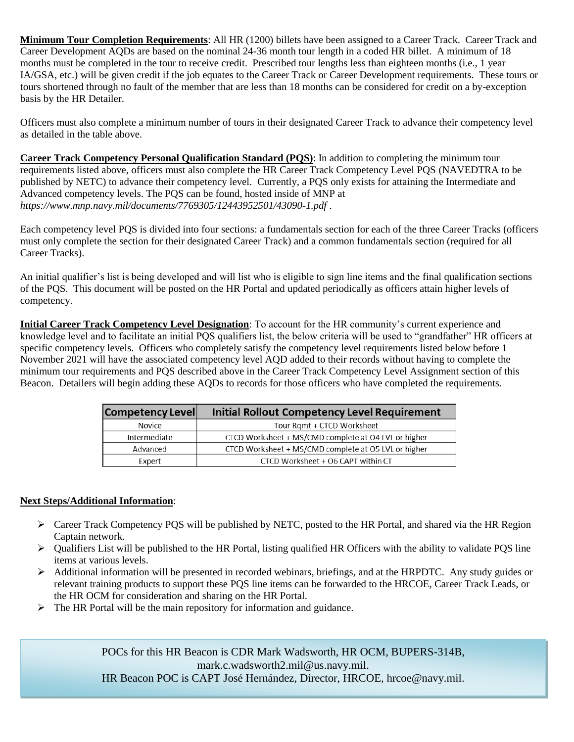**Minimum Tour Completion Requirements**: All HR (1200) billets have been assigned to a Career Track. Career Track and Career Development AQDs are based on the nominal 24-36 month tour length in a coded HR billet. A minimum of 18 months must be completed in the tour to receive credit. Prescribed tour lengths less than eighteen months (i.e., 1 year IA/GSA, etc.) will be given credit if the job equates to the Career Track or Career Development requirements. These tours or tours shortened through no fault of the member that are less than 18 months can be considered for credit on a by-exception basis by the HR Detailer.

Officers must also complete a minimum number of tours in their designated Career Track to advance their competency level as detailed in the table above.

**Career Track Competency Personal Qualification Standard (PQS)**: In addition to completing the minimum tour requirements listed above, officers must also complete the HR Career Track Competency Level PQS (NAVEDTRA to be published by NETC) to advance their competency level. Currently, a PQS only exists for attaining the Intermediate and Advanced competency levels. The PQS can be found, hosted inside of MNP at *https://www.mnp.navy.mil/documents/7769305/12443952501/43090-1.pdf* .

Each competency level PQS is divided into four sections: a fundamentals section for each of the three Career Tracks (officers must only complete the section for their designated Career Track) and a common fundamentals section (required for all Career Tracks).

An initial qualifier's list is being developed and will list who is eligible to sign line items and the final qualification sections of the PQS. This document will be posted on the HR Portal and updated periodically as officers attain higher levels of competency.

**Initial Career Track Competency Level Designation**: To account for the HR community's current experience and knowledge level and to facilitate an initial PQS qualifiers list, the below criteria will be used to "grandfather" HR officers at specific competency levels. Officers who completely satisfy the competency level requirements listed below before 1 November 2021 will have the associated competency level AQD added to their records without having to complete the minimum tour requirements and PQS described above in the Career Track Competency Level Assignment section of this Beacon. Detailers will begin adding these AQDs to records for those officers who have completed the requirements.

| Competency Level | Initial Rollout Competency Level Requirement |
|---|---|
| Novice | Tour Rqmt + CTCD Worksheet |
| Intermediate | CTCD Worksheet + MS/CMD complete at O4 LVL or higher |
| Advanced | CTCD Worksheet + MS/CMD complete at O5 LVL or higher |
| Expert | CTCD Worksheet + O6 CAPT within CT |

**Next Steps/Additional Information**:

- Career Track Competency PQS will be published by NETC, posted to the HR Portal, and shared via the HR Region Captain network.
- Qualifiers List will be published to the HR Portal, listing qualified HR Officers with the ability to validate PQS line items at various levels.
- Additional information will be presented in recorded webinars, briefings, and at the HRPDTC. Any study guides or relevant training products to support these PQS line items can be forwarded to the HRCOE, Career Track Leads, or the HR OCM for consideration and sharing on the HR Portal.
- The HR Portal will be the main repository for information and guidance.

POCs for this HR Beacon is CDR Mark Wadsworth, HR OCM, BUPERS-314B, mark.c.wadsworth2.mil@us.navy.mil.
HR Beacon POC is CAPT José Hernández, Director, HRCOE, hrcoe@navy.mil.